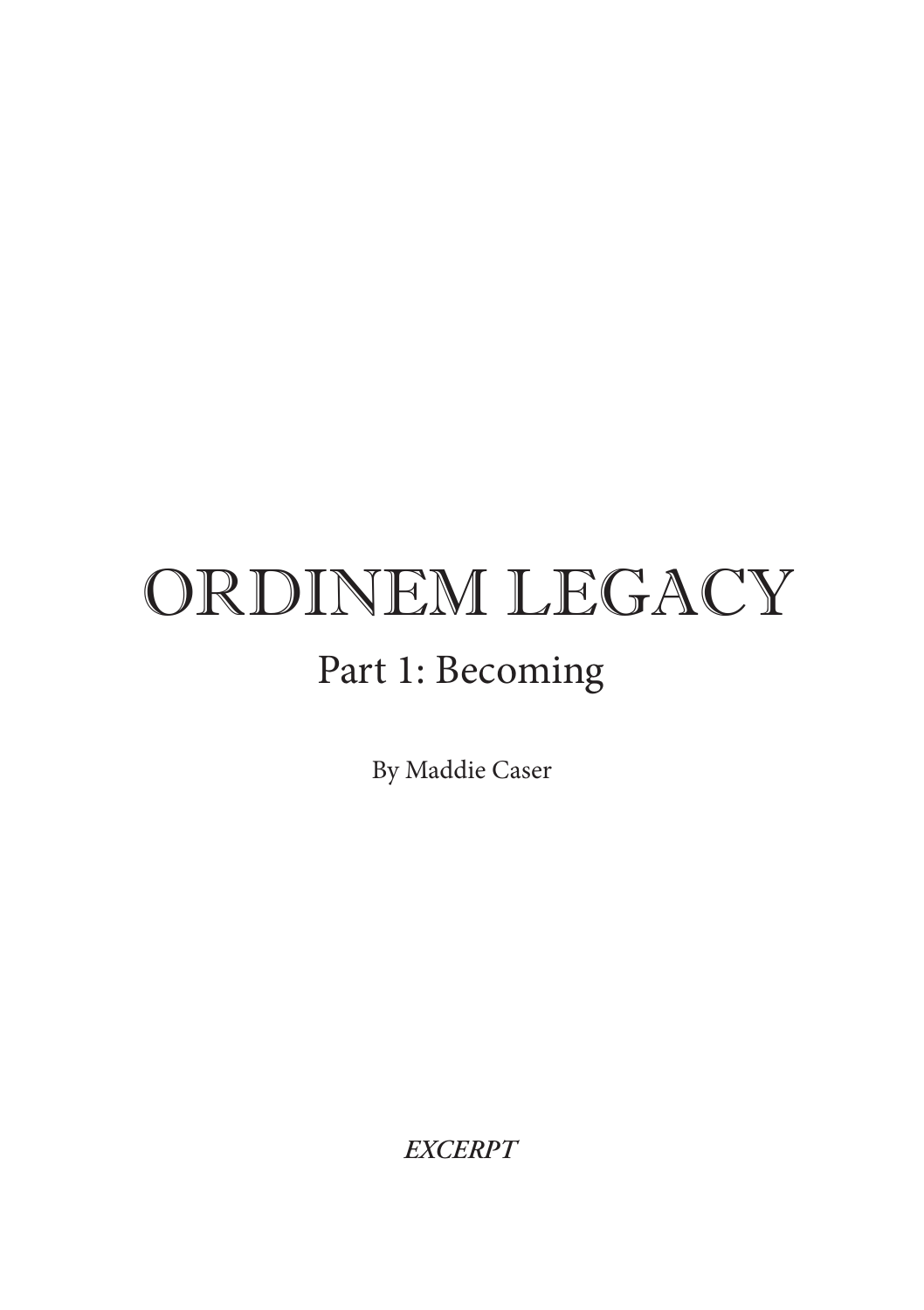# ORDINEM LEGACY

## Part 1: Becoming

By Maddie Caser

***EXCERPT***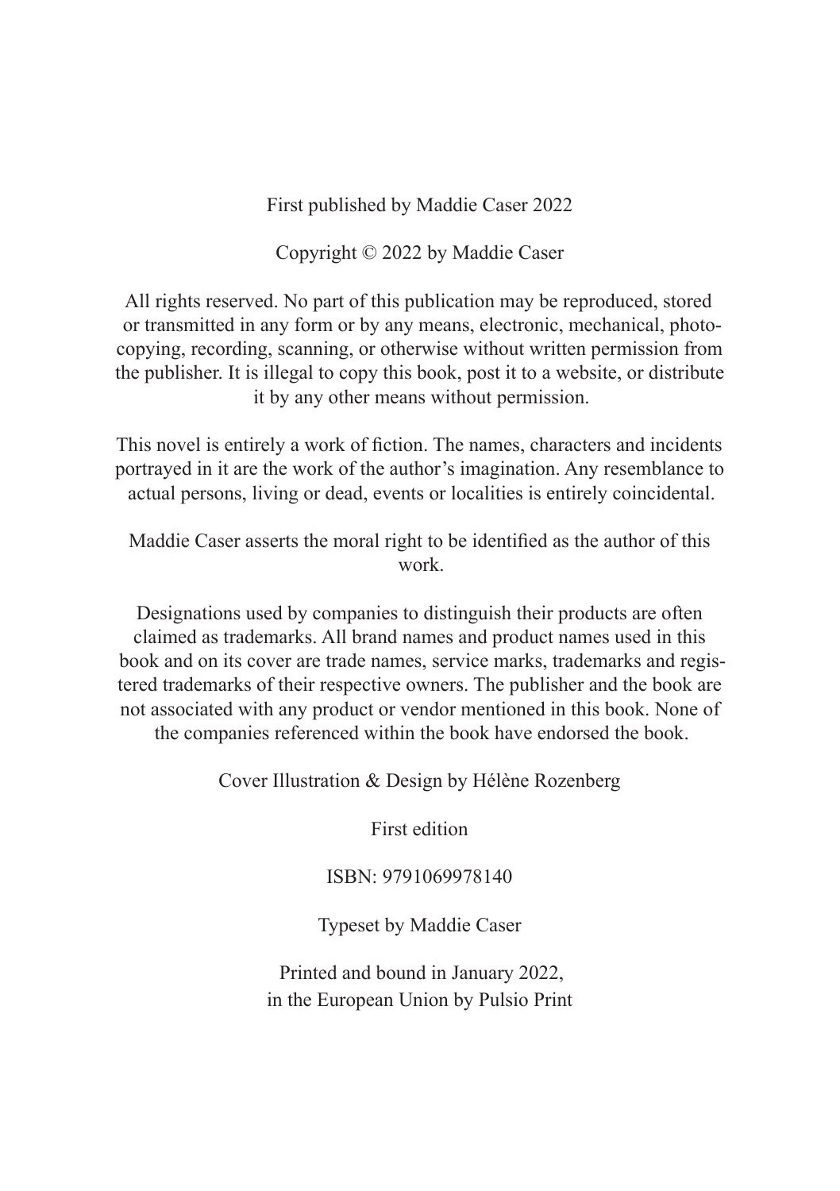First published by Maddie Caser 2022

Copyright © 2022 by Maddie Caser

All rights reserved. No part of this publication may be reproduced, stored or transmitted in any form or by any means, electronic, mechanical, photocopying, recording, scanning, or otherwise without written permission from the publisher. It is illegal to copy this book, post it to a website, or distribute it by any other means without permission.

This novel is entirely a work of fiction. The names, characters and incidents portrayed in it are the work of the author's imagination. Any resemblance to actual persons, living or dead, events or localities is entirely coincidental.

Maddie Caser asserts the moral right to be identified as the author of this work.

Designations used by companies to distinguish their products are often claimed as trademarks. All brand names and product names used in this book and on its cover are trade names, service marks, trademarks and registered trademarks of their respective owners. The publisher and the book are not associated with any product or vendor mentioned in this book. None of the companies referenced within the book have endorsed the book.

Cover Illustration & Design by Hélène Rozenberg

First edition

ISBN: 9791069978140

Typeset by Maddie Caser

Printed and bound in January 2022,
in the European Union by Pulsio Print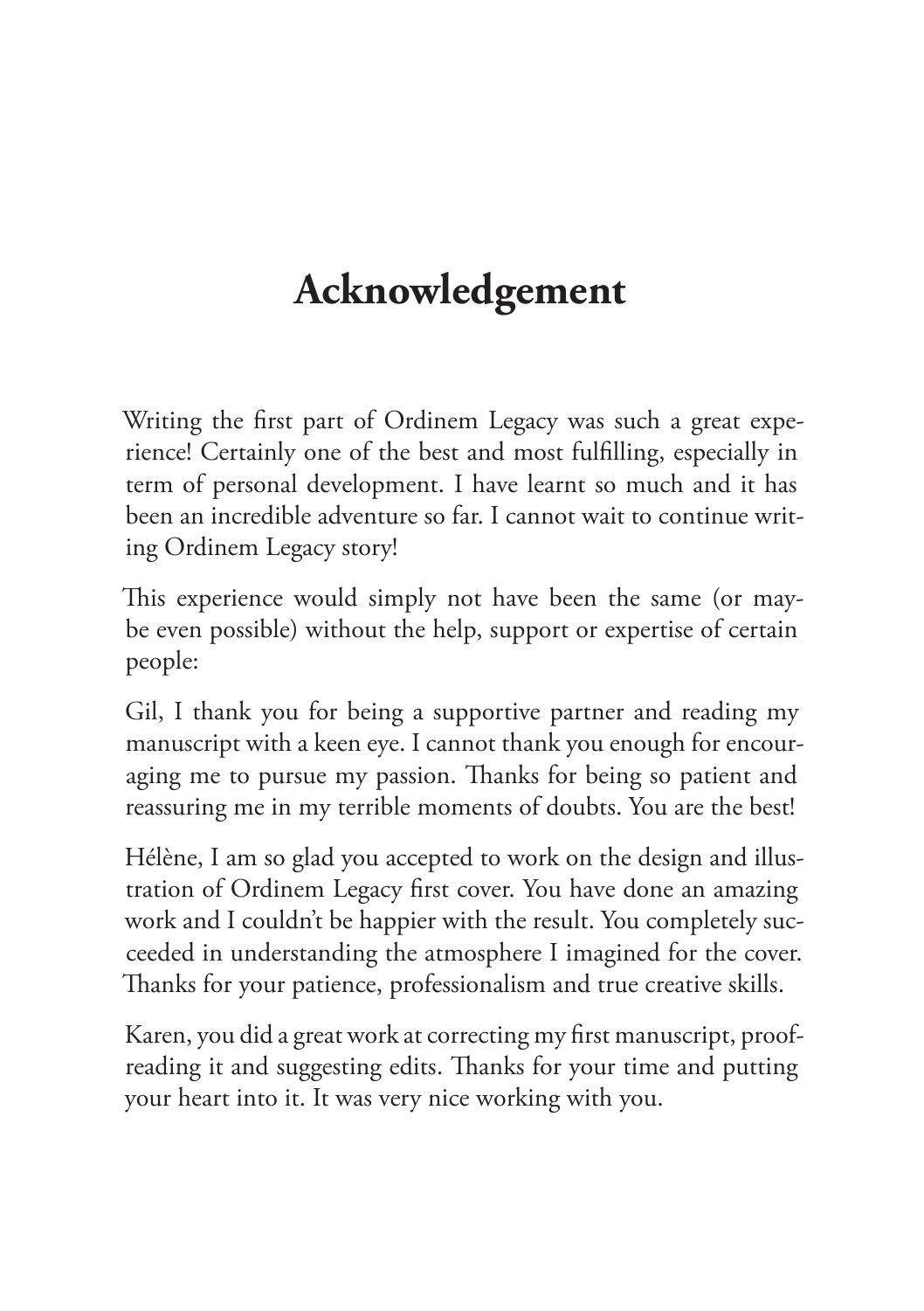# Acknowledgement

Writing the first part of Ordinem Legacy was such a great experience! Certainly one of the best and most fulfilling, especially in term of personal development. I have learnt so much and it has been an incredible adventure so far. I cannot wait to continue writing Ordinem Legacy story!

This experience would simply not have been the same (or maybe even possible) without the help, support or expertise of certain people:

Gil, I thank you for being a supportive partner and reading my manuscript with a keen eye. I cannot thank you enough for encouraging me to pursue my passion. Thanks for being so patient and reassuring me in my terrible moments of doubts. You are the best!

Hélène, I am so glad you accepted to work on the design and illustration of Ordinem Legacy first cover. You have done an amazing work and I couldn't be happier with the result. You completely succeeded in understanding the atmosphere I imagined for the cover. Thanks for your patience, professionalism and true creative skills.

Karen, you did a great work at correcting my first manuscript, proofreading it and suggesting edits. Thanks for your time and putting your heart into it. It was very nice working with you.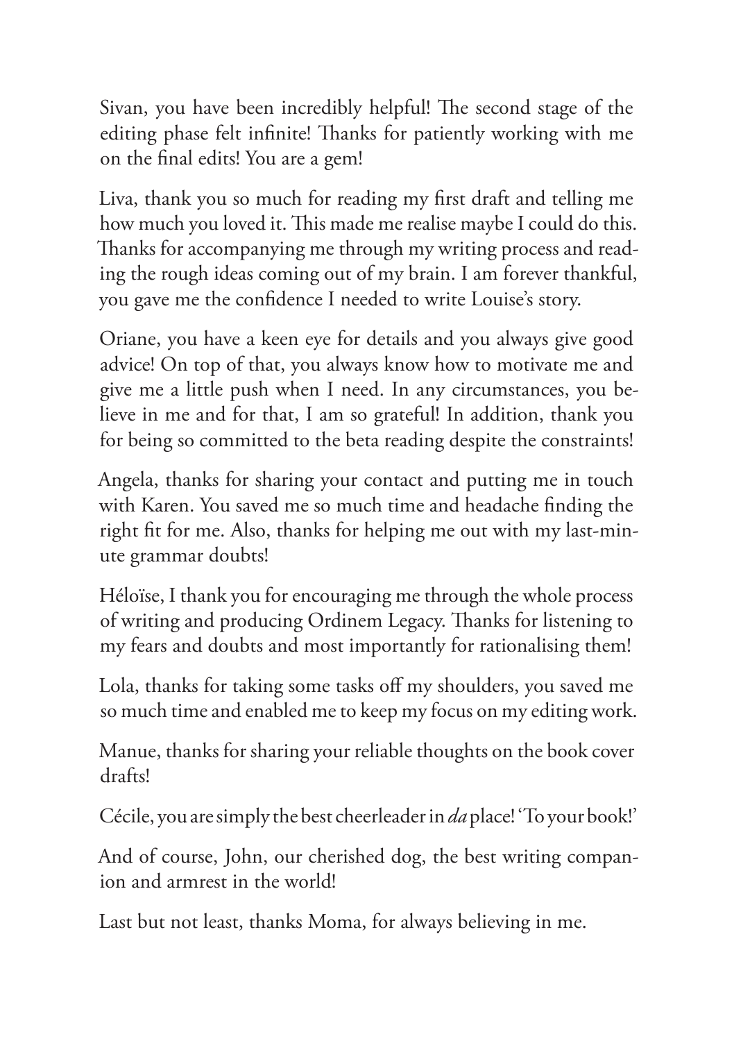Sivan, you have been incredibly helpful! The second stage of the editing phase felt infinite! Thanks for patiently working with me on the final edits! You are a gem!

Liva, thank you so much for reading my first draft and telling me how much you loved it. This made me realise maybe I could do this. Thanks for accompanying me through my writing process and reading the rough ideas coming out of my brain. I am forever thankful, you gave me the confidence I needed to write Louise's story.

Oriane, you have a keen eye for details and you always give good advice! On top of that, you always know how to motivate me and give me a little push when I need. In any circumstances, you believe in me and for that, I am so grateful! In addition, thank you for being so committed to the beta reading despite the constraints!

Angela, thanks for sharing your contact and putting me in touch with Karen. You saved me so much time and headache finding the right fit for me. Also, thanks for helping me out with my last-minute grammar doubts!

Héloïse, I thank you for encouraging me through the whole process of writing and producing Ordinem Legacy. Thanks for listening to my fears and doubts and most importantly for rationalising them!

Lola, thanks for taking some tasks off my shoulders, you saved me so much time and enabled me to keep my focus on my editing work.

Manue, thanks for sharing your reliable thoughts on the book cover drafts!

Cécile, you are simply the best cheerleader in *da* place! 'To your book!'

And of course, John, our cherished dog, the best writing companion and armrest in the world!

Last but not least, thanks Moma, for always believing in me.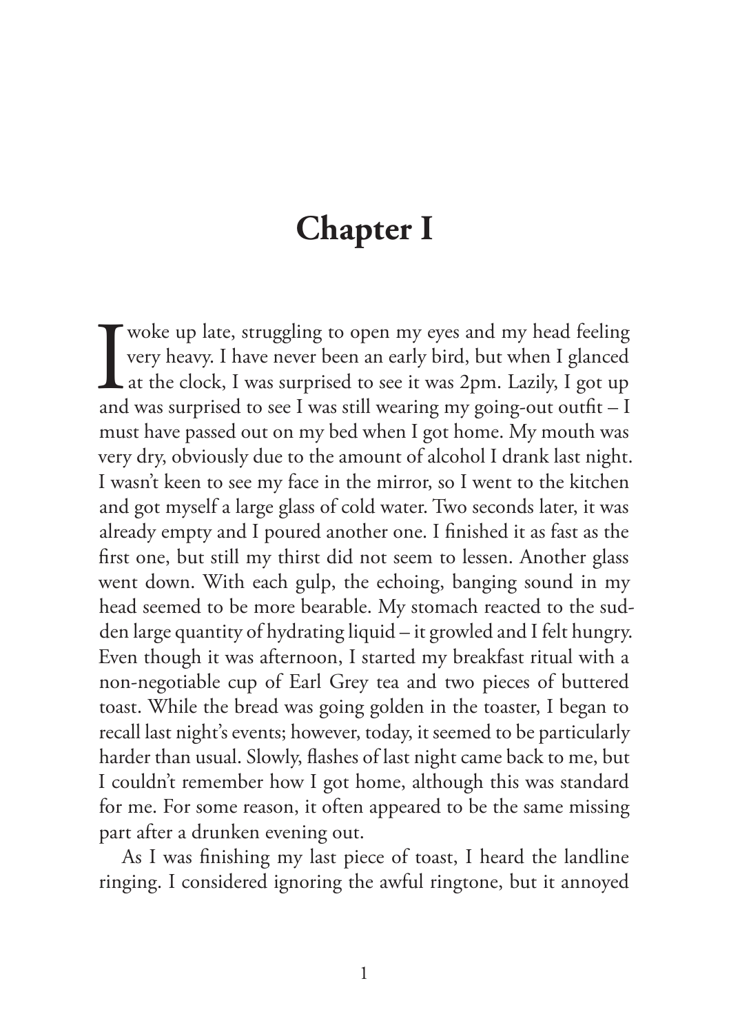# Chapter I

I woke up late, struggling to open my eyes and my head feeling very heavy. I have never been an early bird, but when I glanced at the clock, I was surprised to see it was 2pm. Lazily, I got up and was surprised to see I was still wearing my going-out outfit – I must have passed out on my bed when I got home. My mouth was very dry, obviously due to the amount of alcohol I drank last night. I wasn't keen to see my face in the mirror, so I went to the kitchen and got myself a large glass of cold water. Two seconds later, it was already empty and I poured another one. I finished it as fast as the first one, but still my thirst did not seem to lessen. Another glass went down. With each gulp, the echoing, banging sound in my head seemed to be more bearable. My stomach reacted to the sudden large quantity of hydrating liquid – it growled and I felt hungry. Even though it was afternoon, I started my breakfast ritual with a non-negotiable cup of Earl Grey tea and two pieces of buttered toast. While the bread was going golden in the toaster, I began to recall last night's events; however, today, it seemed to be particularly harder than usual. Slowly, flashes of last night came back to me, but I couldn't remember how I got home, although this was standard for me. For some reason, it often appeared to be the same missing part after a drunken evening out.

As I was finishing my last piece of toast, I heard the landline ringing. I considered ignoring the awful ringtone, but it annoyed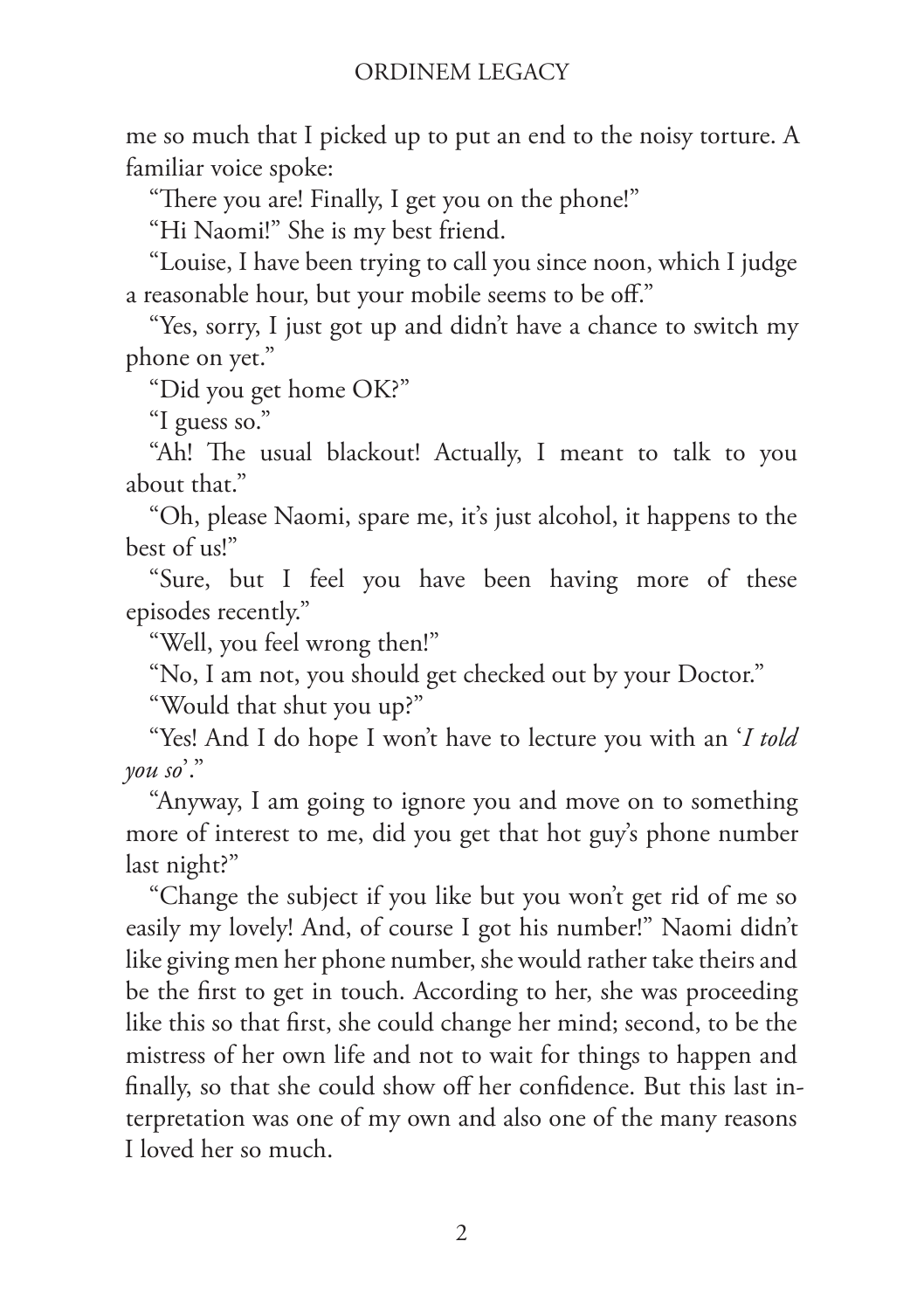me so much that I picked up to put an end to the noisy torture. A familiar voice spoke:

"There you are! Finally, I get you on the phone!"

"Hi Naomi!" She is my best friend.

"Louise, I have been trying to call you since noon, which I judge a reasonable hour, but your mobile seems to be off."

"Yes, sorry, I just got up and didn't have a chance to switch my phone on yet."

"Did you get home OK?"

"I guess so."

"Ah! The usual blackout! Actually, I meant to talk to you about that."

"Oh, please Naomi, spare me, it's just alcohol, it happens to the best of us!"

"Sure, but I feel you have been having more of these episodes recently."

"Well, you feel wrong then!"

"No, I am not, you should get checked out by your Doctor."

"Would that shut you up?"

"Yes! And I do hope I won't have to lecture you with an '*I told you so*'."

"Anyway, I am going to ignore you and move on to something more of interest to me, did you get that hot guy's phone number last night?"

"Change the subject if you like but you won't get rid of me so easily my lovely! And, of course I got his number!" Naomi didn't like giving men her phone number, she would rather take theirs and be the first to get in touch. According to her, she was proceeding like this so that first, she could change her mind; second, to be the mistress of her own life and not to wait for things to happen and finally, so that she could show off her confidence. But this last interpretation was one of my own and also one of the many reasons I loved her so much.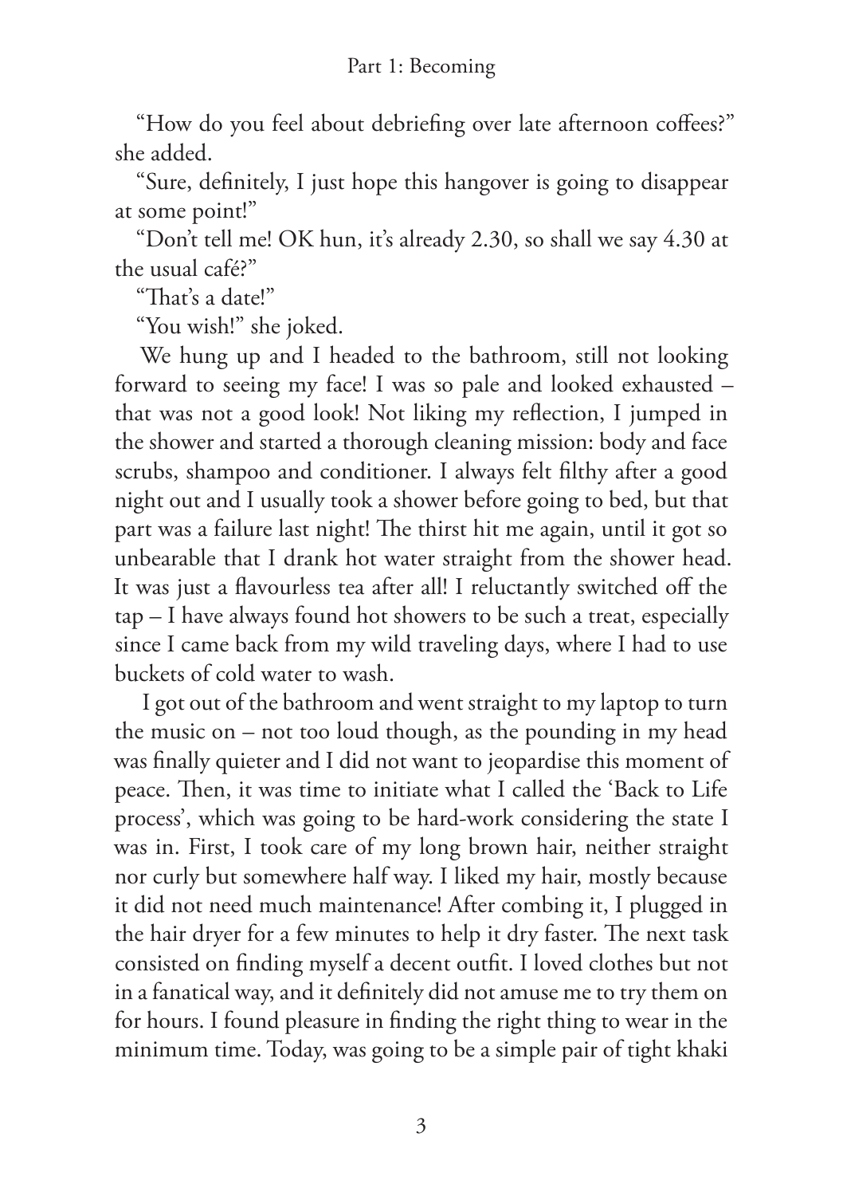"How do you feel about debriefing over late afternoon coffees?" she added.

"Sure, definitely, I just hope this hangover is going to disappear at some point!"

"Don't tell me! OK hun, it's already 2.30, so shall we say 4.30 at the usual café?"

"That's a date!"

"You wish!" she joked.

We hung up and I headed to the bathroom, still not looking forward to seeing my face! I was so pale and looked exhausted – that was not a good look! Not liking my reflection, I jumped in the shower and started a thorough cleaning mission: body and face scrubs, shampoo and conditioner. I always felt filthy after a good night out and I usually took a shower before going to bed, but that part was a failure last night! The thirst hit me again, until it got so unbearable that I drank hot water straight from the shower head. It was just a flavourless tea after all! I reluctantly switched off the tap – I have always found hot showers to be such a treat, especially since I came back from my wild traveling days, where I had to use buckets of cold water to wash.

I got out of the bathroom and went straight to my laptop to turn the music on – not too loud though, as the pounding in my head was finally quieter and I did not want to jeopardise this moment of peace. Then, it was time to initiate what I called the 'Back to Life process', which was going to be hard-work considering the state I was in. First, I took care of my long brown hair, neither straight nor curly but somewhere half way. I liked my hair, mostly because it did not need much maintenance! After combing it, I plugged in the hair dryer for a few minutes to help it dry faster. The next task consisted on finding myself a decent outfit. I loved clothes but not in a fanatical way, and it definitely did not amuse me to try them on for hours. I found pleasure in finding the right thing to wear in the minimum time. Today, was going to be a simple pair of tight khaki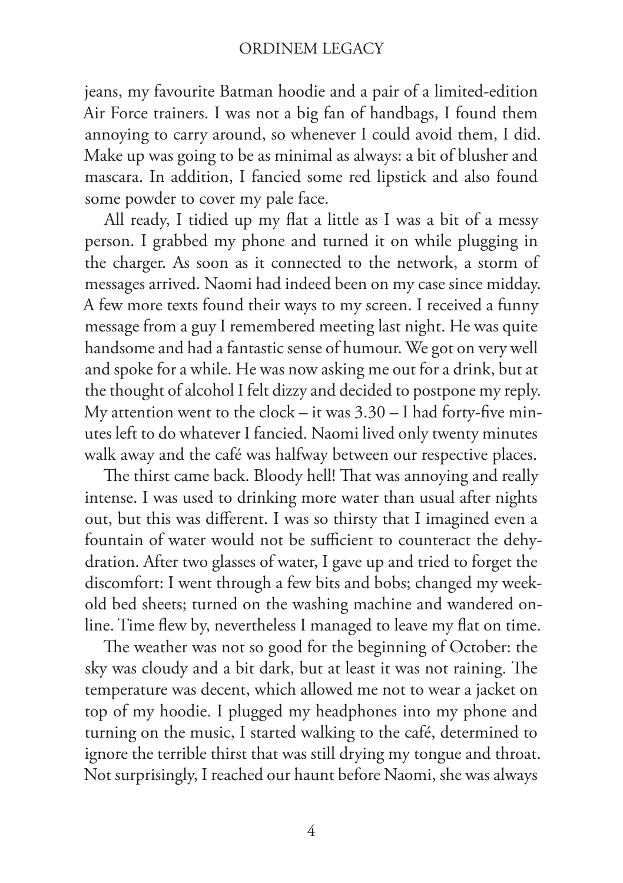jeans, my favourite Batman hoodie and a pair of a limited-edition Air Force trainers. I was not a big fan of handbags, I found them annoying to carry around, so whenever I could avoid them, I did. Make up was going to be as minimal as always: a bit of blusher and mascara. In addition, I fancied some red lipstick and also found some powder to cover my pale face.

All ready, I tidied up my flat a little as I was a bit of a messy person. I grabbed my phone and turned it on while plugging in the charger. As soon as it connected to the network, a storm of messages arrived. Naomi had indeed been on my case since midday. A few more texts found their ways to my screen. I received a funny message from a guy I remembered meeting last night. He was quite handsome and had a fantastic sense of humour. We got on very well and spoke for a while. He was now asking me out for a drink, but at the thought of alcohol I felt dizzy and decided to postpone my reply. My attention went to the clock – it was 3.30 – I had forty-five minutes left to do whatever I fancied. Naomi lived only twenty minutes walk away and the café was halfway between our respective places.

The thirst came back. Bloody hell! That was annoying and really intense. I was used to drinking more water than usual after nights out, but this was different. I was so thirsty that I imagined even a fountain of water would not be sufficient to counteract the dehydration. After two glasses of water, I gave up and tried to forget the discomfort: I went through a few bits and bobs; changed my week-old bed sheets; turned on the washing machine and wandered online. Time flew by, nevertheless I managed to leave my flat on time.

The weather was not so good for the beginning of October: the sky was cloudy and a bit dark, but at least it was not raining. The temperature was decent, which allowed me not to wear a jacket on top of my hoodie. I plugged my headphones into my phone and turning on the music, I started walking to the café, determined to ignore the terrible thirst that was still drying my tongue and throat. Not surprisingly, I reached our haunt before Naomi, she was always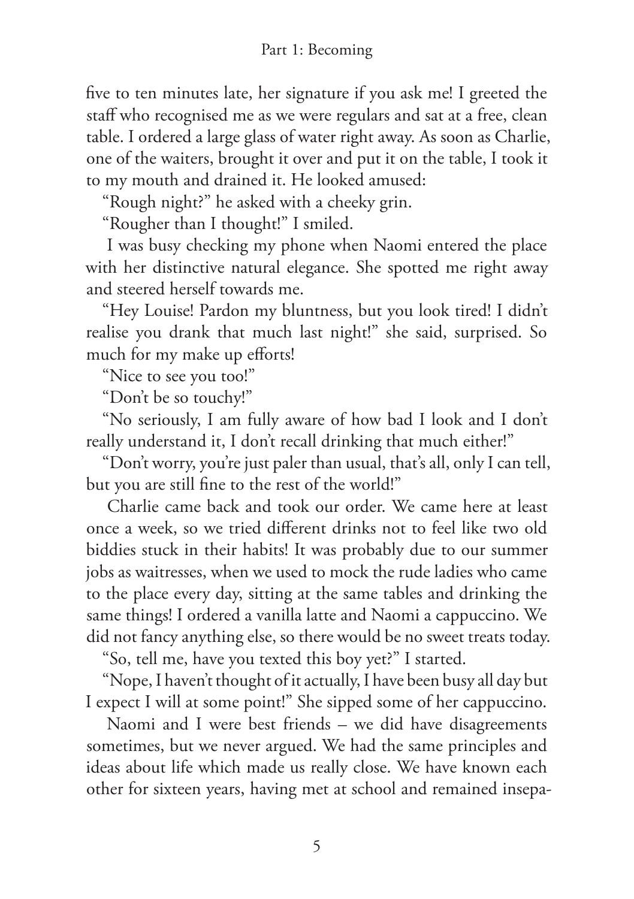five to ten minutes late, her signature if you ask me! I greeted the staff who recognised me as we were regulars and sat at a free, clean table. I ordered a large glass of water right away. As soon as Charlie, one of the waiters, brought it over and put it on the table, I took it to my mouth and drained it. He looked amused:

"Rough night?" he asked with a cheeky grin.

"Rougher than I thought!" I smiled.

I was busy checking my phone when Naomi entered the place with her distinctive natural elegance. She spotted me right away and steered herself towards me.

"Hey Louise! Pardon my bluntness, but you look tired! I didn't realise you drank that much last night!" she said, surprised. So much for my make up efforts!

"Nice to see you too!"

"Don't be so touchy!"

"No seriously, I am fully aware of how bad I look and I don't really understand it, I don't recall drinking that much either!"

"Don't worry, you're just paler than usual, that's all, only I can tell, but you are still fine to the rest of the world!"

Charlie came back and took our order. We came here at least once a week, so we tried different drinks not to feel like two old biddies stuck in their habits! It was probably due to our summer jobs as waitresses, when we used to mock the rude ladies who came to the place every day, sitting at the same tables and drinking the same things! I ordered a vanilla latte and Naomi a cappuccino. We did not fancy anything else, so there would be no sweet treats today.

"So, tell me, have you texted this boy yet?" I started.

"Nope, I haven't thought of it actually, I have been busy all day but I expect I will at some point!" She sipped some of her cappuccino.

Naomi and I were best friends – we did have disagreements sometimes, but we never argued. We had the same principles and ideas about life which made us really close. We have known each other for sixteen years, having met at school and remained insepa-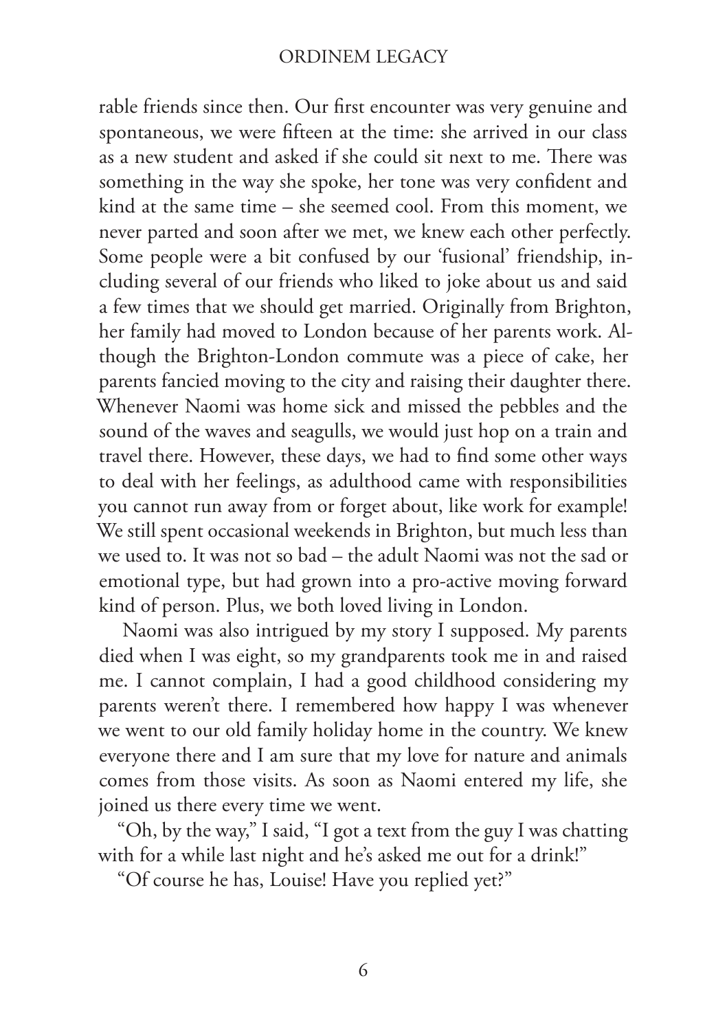rable friends since then. Our first encounter was very genuine and spontaneous, we were fifteen at the time: she arrived in our class as a new student and asked if she could sit next to me. There was something in the way she spoke, her tone was very confident and kind at the same time – she seemed cool. From this moment, we never parted and soon after we met, we knew each other perfectly. Some people were a bit confused by our 'fusional' friendship, including several of our friends who liked to joke about us and said a few times that we should get married. Originally from Brighton, her family had moved to London because of her parents work. Although the Brighton-London commute was a piece of cake, her parents fancied moving to the city and raising their daughter there. Whenever Naomi was home sick and missed the pebbles and the sound of the waves and seagulls, we would just hop on a train and travel there. However, these days, we had to find some other ways to deal with her feelings, as adulthood came with responsibilities you cannot run away from or forget about, like work for example! We still spent occasional weekends in Brighton, but much less than we used to. It was not so bad – the adult Naomi was not the sad or emotional type, but had grown into a pro-active moving forward kind of person. Plus, we both loved living in London.

Naomi was also intrigued by my story I supposed. My parents died when I was eight, so my grandparents took me in and raised me. I cannot complain, I had a good childhood considering my parents weren't there. I remembered how happy I was whenever we went to our old family holiday home in the country. We knew everyone there and I am sure that my love for nature and animals comes from those visits. As soon as Naomi entered my life, she joined us there every time we went.

"Oh, by the way," I said, "I got a text from the guy I was chatting with for a while last night and he's asked me out for a drink!"

"Of course he has, Louise! Have you replied yet?"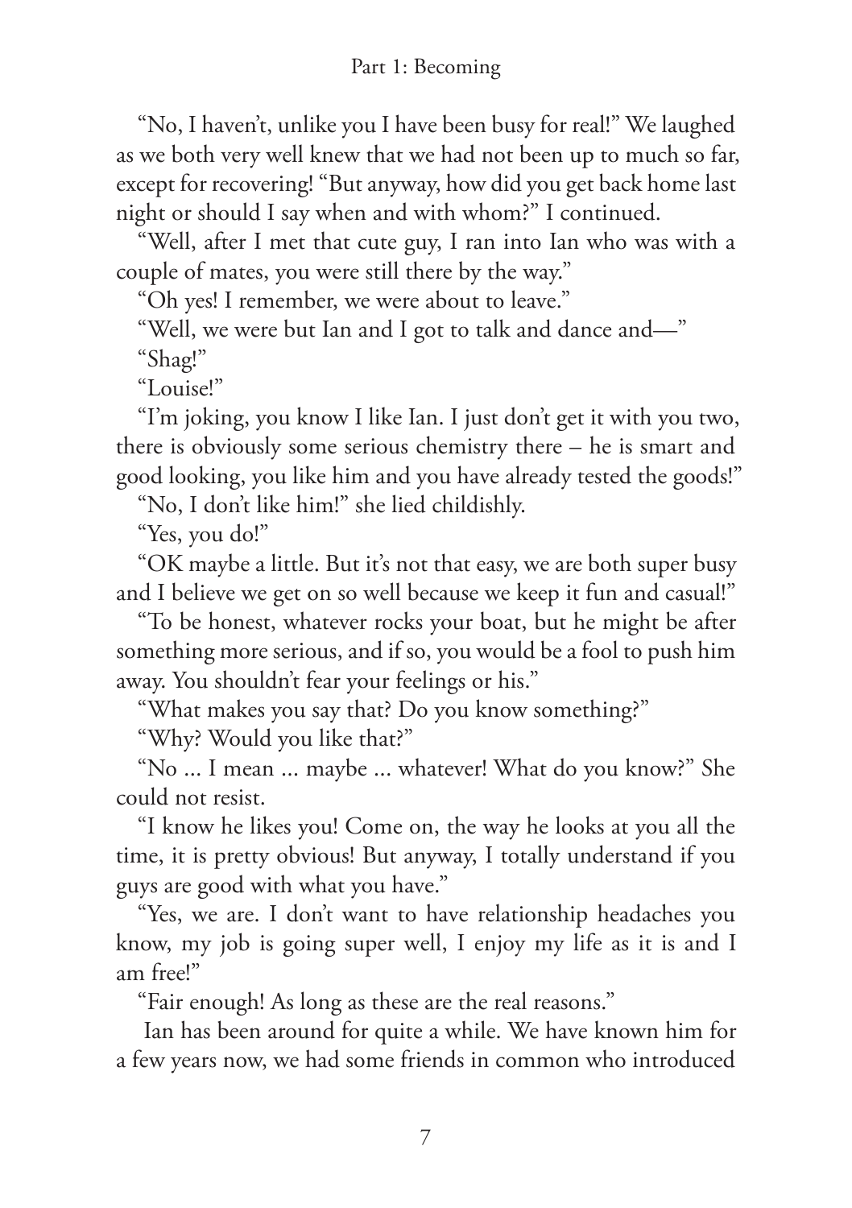"No, I haven't, unlike you I have been busy for real!" We laughed as we both very well knew that we had not been up to much so far, except for recovering! "But anyway, how did you get back home last night or should I say when and with whom?" I continued.

"Well, after I met that cute guy, I ran into Ian who was with a couple of mates, you were still there by the way."

"Oh yes! I remember, we were about to leave."

"Well, we were but Ian and I got to talk and dance and—"

"Shag!"

"Louise!"

"I'm joking, you know I like Ian. I just don't get it with you two, there is obviously some serious chemistry there – he is smart and good looking, you like him and you have already tested the goods!"

"No, I don't like him!" she lied childishly.

"Yes, you do!"

"OK maybe a little. But it's not that easy, we are both super busy and I believe we get on so well because we keep it fun and casual!"

"To be honest, whatever rocks your boat, but he might be after something more serious, and if so, you would be a fool to push him away. You shouldn't fear your feelings or his."

"What makes you say that? Do you know something?"

"Why? Would you like that?"

"No ... I mean ... maybe ... whatever! What do you know?" She could not resist.

"I know he likes you! Come on, the way he looks at you all the time, it is pretty obvious! But anyway, I totally understand if you guys are good with what you have."

"Yes, we are. I don't want to have relationship headaches you know, my job is going super well, I enjoy my life as it is and I am free!"

"Fair enough! As long as these are the real reasons."

Ian has been around for quite a while. We have known him for a few years now, we had some friends in common who introduced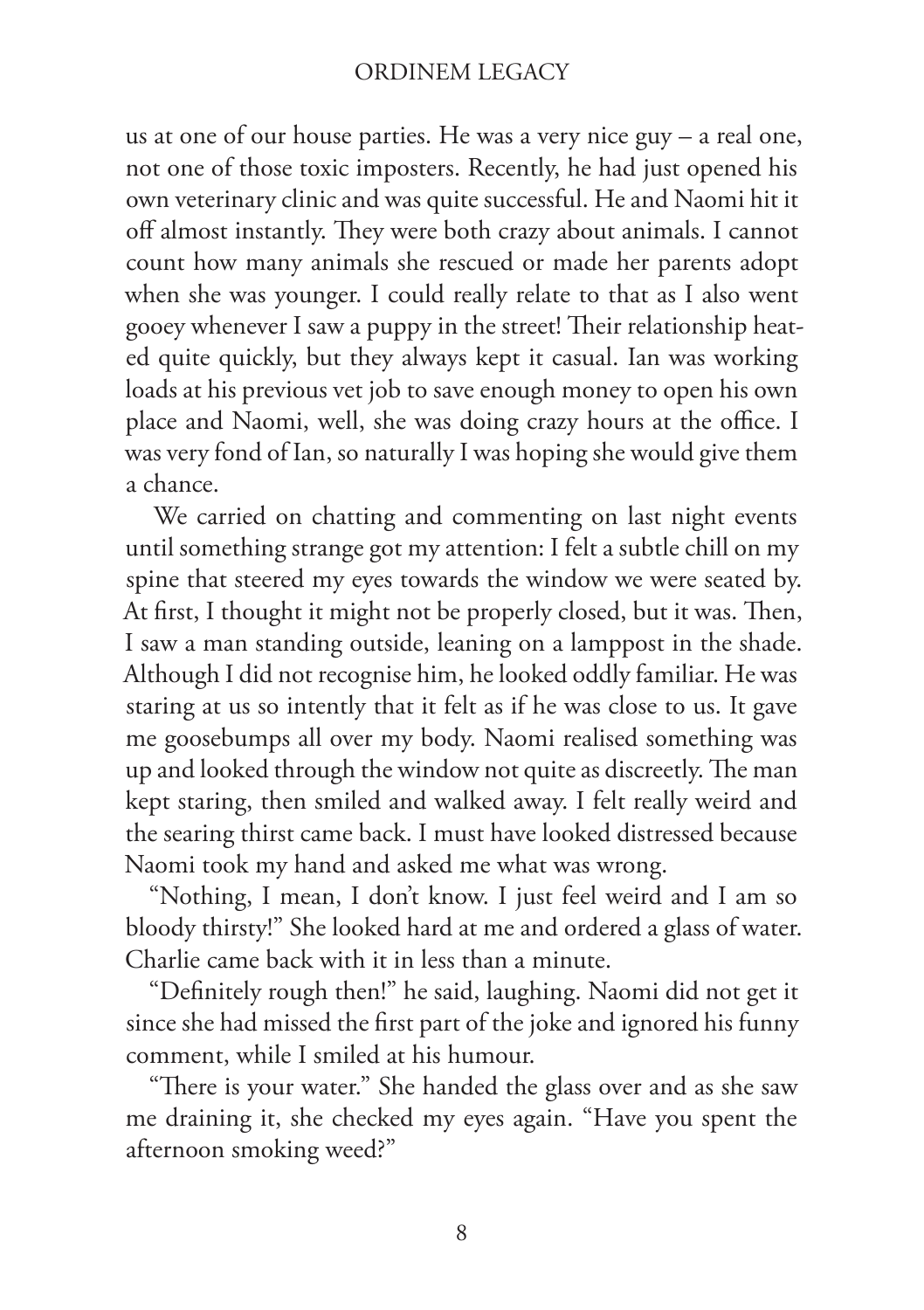us at one of our house parties. He was a very nice guy – a real one, not one of those toxic imposters. Recently, he had just opened his own veterinary clinic and was quite successful. He and Naomi hit it off almost instantly. They were both crazy about animals. I cannot count how many animals she rescued or made her parents adopt when she was younger. I could really relate to that as I also went gooey whenever I saw a puppy in the street! Their relationship heated quite quickly, but they always kept it casual. Ian was working loads at his previous vet job to save enough money to open his own place and Naomi, well, she was doing crazy hours at the office. I was very fond of Ian, so naturally I was hoping she would give them a chance.

We carried on chatting and commenting on last night events until something strange got my attention: I felt a subtle chill on my spine that steered my eyes towards the window we were seated by. At first, I thought it might not be properly closed, but it was. Then, I saw a man standing outside, leaning on a lamppost in the shade. Although I did not recognise him, he looked oddly familiar. He was staring at us so intently that it felt as if he was close to us. It gave me goosebumps all over my body. Naomi realised something was up and looked through the window not quite as discreetly. The man kept staring, then smiled and walked away. I felt really weird and the searing thirst came back. I must have looked distressed because Naomi took my hand and asked me what was wrong.

"Nothing, I mean, I don't know. I just feel weird and I am so bloody thirsty!" She looked hard at me and ordered a glass of water. Charlie came back with it in less than a minute.

"Definitely rough then!" he said, laughing. Naomi did not get it since she had missed the first part of the joke and ignored his funny comment, while I smiled at his humour.

"There is your water." She handed the glass over and as she saw me draining it, she checked my eyes again. "Have you spent the afternoon smoking weed?"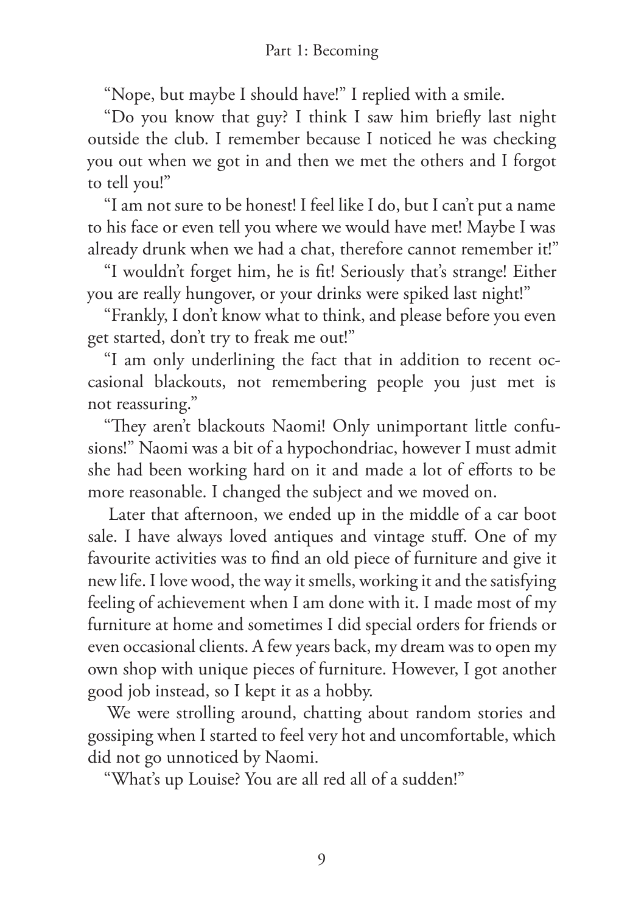"Nope, but maybe I should have!" I replied with a smile.

"Do you know that guy? I think I saw him briefly last night outside the club. I remember because I noticed he was checking you out when we got in and then we met the others and I forgot to tell you!"

"I am not sure to be honest! I feel like I do, but I can't put a name to his face or even tell you where we would have met! Maybe I was already drunk when we had a chat, therefore cannot remember it!"

"I wouldn't forget him, he is fit! Seriously that's strange! Either you are really hungover, or your drinks were spiked last night!"

"Frankly, I don't know what to think, and please before you even get started, don't try to freak me out!"

"I am only underlining the fact that in addition to recent occasional blackouts, not remembering people you just met is not reassuring."

"They aren't blackouts Naomi! Only unimportant little confusions!" Naomi was a bit of a hypochondriac, however I must admit she had been working hard on it and made a lot of efforts to be more reasonable. I changed the subject and we moved on.

Later that afternoon, we ended up in the middle of a car boot sale. I have always loved antiques and vintage stuff. One of my favourite activities was to find an old piece of furniture and give it new life. I love wood, the way it smells, working it and the satisfying feeling of achievement when I am done with it. I made most of my furniture at home and sometimes I did special orders for friends or even occasional clients. A few years back, my dream was to open my own shop with unique pieces of furniture. However, I got another good job instead, so I kept it as a hobby.

We were strolling around, chatting about random stories and gossiping when I started to feel very hot and uncomfortable, which did not go unnoticed by Naomi.

"What's up Louise? You are all red all of a sudden!"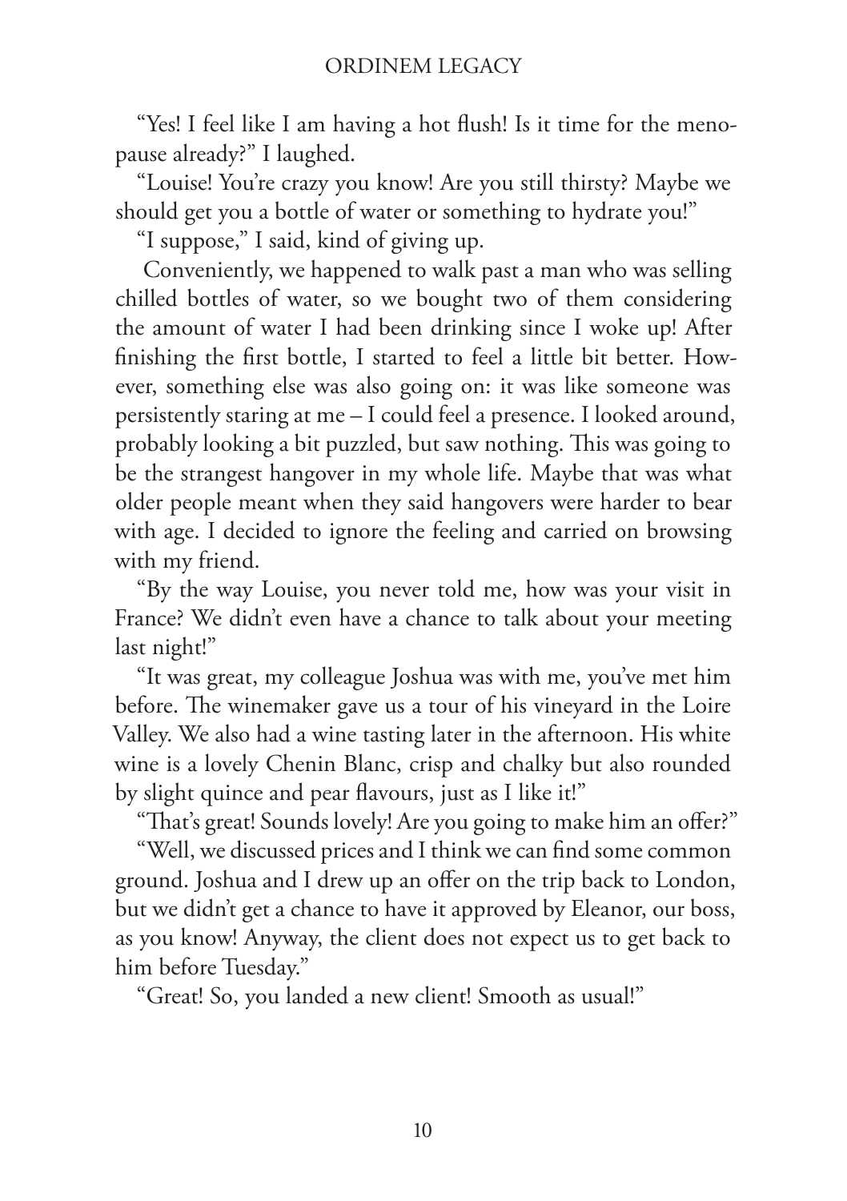"Yes! I feel like I am having a hot flush! Is it time for the menopause already?" I laughed.

"Louise! You're crazy you know! Are you still thirsty? Maybe we should get you a bottle of water or something to hydrate you!"

"I suppose," I said, kind of giving up.

Conveniently, we happened to walk past a man who was selling chilled bottles of water, so we bought two of them considering the amount of water I had been drinking since I woke up! After finishing the first bottle, I started to feel a little bit better. However, something else was also going on: it was like someone was persistently staring at me – I could feel a presence. I looked around, probably looking a bit puzzled, but saw nothing. This was going to be the strangest hangover in my whole life. Maybe that was what older people meant when they said hangovers were harder to bear with age. I decided to ignore the feeling and carried on browsing with my friend.

"By the way Louise, you never told me, how was your visit in France? We didn't even have a chance to talk about your meeting last night!"

"It was great, my colleague Joshua was with me, you've met him before. The winemaker gave us a tour of his vineyard in the Loire Valley. We also had a wine tasting later in the afternoon. His white wine is a lovely Chenin Blanc, crisp and chalky but also rounded by slight quince and pear flavours, just as I like it!"

"That's great! Sounds lovely! Are you going to make him an offer?"

"Well, we discussed prices and I think we can find some common ground. Joshua and I drew up an offer on the trip back to London, but we didn't get a chance to have it approved by Eleanor, our boss, as you know! Anyway, the client does not expect us to get back to him before Tuesday."

"Great! So, you landed a new client! Smooth as usual!"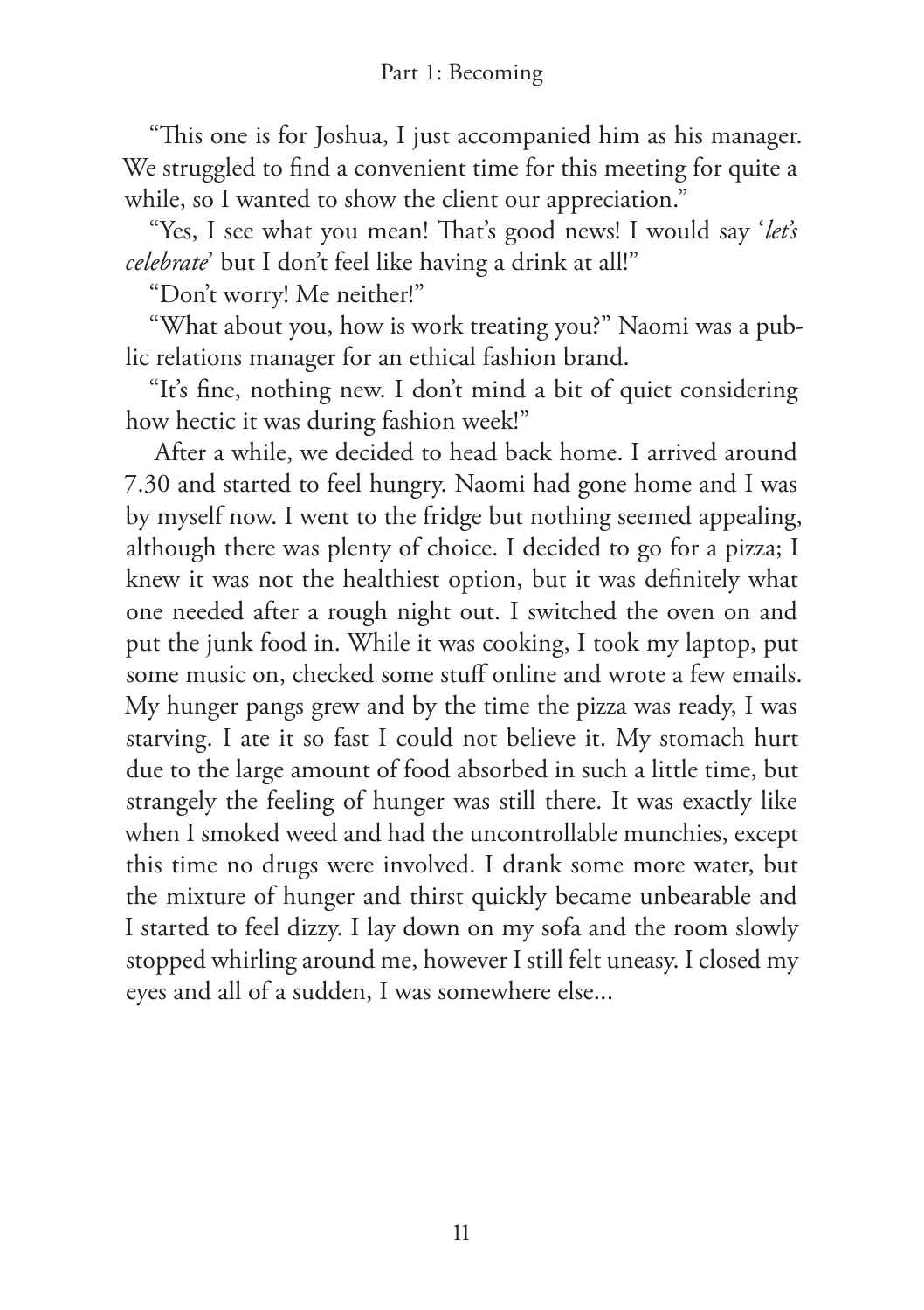"This one is for Joshua, I just accompanied him as his manager. We struggled to find a convenient time for this meeting for quite a while, so I wanted to show the client our appreciation."

"Yes, I see what you mean! That's good news! I would say '*let's celebrate*' but I don't feel like having a drink at all!"

"Don't worry! Me neither!"

"What about you, how is work treating you?" Naomi was a public relations manager for an ethical fashion brand.

"It's fine, nothing new. I don't mind a bit of quiet considering how hectic it was during fashion week!"

After a while, we decided to head back home. I arrived around 7.30 and started to feel hungry. Naomi had gone home and I was by myself now. I went to the fridge but nothing seemed appealing, although there was plenty of choice. I decided to go for a pizza; I knew it was not the healthiest option, but it was definitely what one needed after a rough night out. I switched the oven on and put the junk food in. While it was cooking, I took my laptop, put some music on, checked some stuff online and wrote a few emails. My hunger pangs grew and by the time the pizza was ready, I was starving. I ate it so fast I could not believe it. My stomach hurt due to the large amount of food absorbed in such a little time, but strangely the feeling of hunger was still there. It was exactly like when I smoked weed and had the uncontrollable munchies, except this time no drugs were involved. I drank some more water, but the mixture of hunger and thirst quickly became unbearable and I started to feel dizzy. I lay down on my sofa and the room slowly stopped whirling around me, however I still felt uneasy. I closed my eyes and all of a sudden, I was somewhere else...